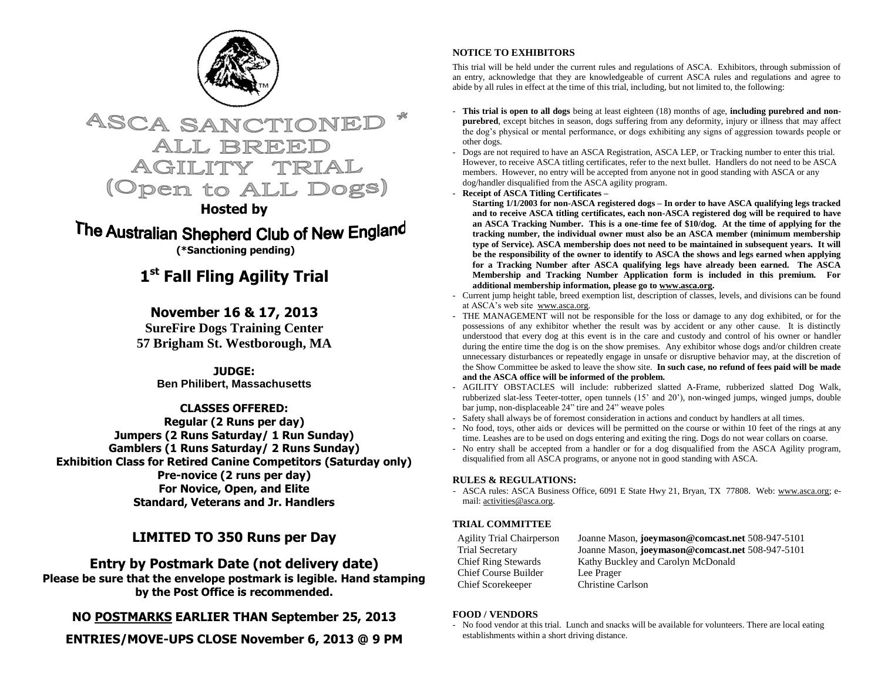# ASCA SANCTIONED * ALL BREED AGILITY TRIAL (Open to ALL Dogs)

**Hosted by**

## The Australian Shepherd Club of New England

**(*Sanctioning pending)**

## 1st Fall Fling Agility Trial

### November 16 & 17, 2013

**SureFire Dogs Training Center**
**57 Brigham St. Westborough, MA**

**JUDGE:**
**Ben Philibert, Massachusetts**

**CLASSES OFFERED:**
**Regular (2 Runs per day)**
**Jumpers (2 Runs Saturday/ 1 Run Sunday)**
**Gamblers (1 Runs Saturday/ 2 Runs Sunday)**
**Exhibition Class for Retired Canine Competitors (Saturday only)**
**Pre-novice (2 runs per day)**
**For Novice, Open, and Elite**
**Standard, Veterans and Jr. Handlers**

### LIMITED TO 350 Runs per Day

### Entry by Postmark Date (not delivery date)

**Please be sure that the envelope postmark is legible. Hand stamping by the Post Office is recommended.**

**NO POSTMARKS EARLIER THAN September 25, 2013**

**ENTRIES/MOVE-UPS CLOSE November 6, 2013 @ 9 PM**

## NOTICE TO EXHIBITORS

This trial will be held under the current rules and regulations of ASCA. Exhibitors, through submission of an entry, acknowledge that they are knowledgeable of current ASCA rules and regulations and agree to abide by all rules in effect at the time of this trial, including, but not limited to, the following:

- **This trial is open to all dogs** being at least eighteen (18) months of age, **including purebred and non-purebred**, except bitches in season, dogs suffering from any deformity, injury or illness that may affect the dog's physical or mental performance, or dogs exhibiting any signs of aggression towards people or other dogs.
- Dogs are not required to have an ASCA Registration, ASCA LEP, or Tracking number to enter this trial. However, to receive ASCA titling certificates, refer to the next bullet. Handlers do not need to be ASCA members. However, no entry will be accepted from anyone not in good standing with ASCA or any dog/handler disqualified from the ASCA agility program.
- **Receipt of ASCA Titling Certificates –**
  **Starting 1/1/2003 for non-ASCA registered dogs – In order to have ASCA qualifying legs tracked and to receive ASCA titling certificates, each non-ASCA registered dog will be required to have an ASCA Tracking Number. This is a one-time fee of $10/dog. At the time of applying for the tracking number, the individual owner must also be an ASCA member (minimum membership type of Service). ASCA membership does not need to be maintained in subsequent years. It will be the responsibility of the owner to identify to ASCA the shows and legs earned when applying for a Tracking Number after ASCA qualifying legs have already been earned. The ASCA Membership and Tracking Number Application form is included in this premium. For additional membership information, please go to www.asca.org.**
- Current jump height table, breed exemption list, description of classes, levels, and divisions can be found at ASCA's web site www.asca.org.
- THE MANAGEMENT will not be responsible for the loss or damage to any dog exhibited, or for the possessions of any exhibitor whether the result was by accident or any other cause. It is distinctly understood that every dog at this event is in the care and custody and control of his owner or handler during the entire time the dog is on the show premises. Any exhibitor whose dogs and/or children create unnecessary disturbances or repeatedly engage in unsafe or disruptive behavior may, at the discretion of the Show Committee be asked to leave the show site. **In such case, no refund of fees paid will be made and the ASCA office will be informed of the problem.**
- AGILITY OBSTACLES will include: rubberized slatted A-Frame, rubberized slatted Dog Walk, rubberized slat-less Teeter-totter, open tunnels (15' and 20'), non-winged jumps, winged jumps, double bar jump, non-displaceable 24" tire and 24" weave poles
- Safety shall always be of foremost consideration in actions and conduct by handlers at all times.
- No food, toys, other aids or devices will be permitted on the course or within 10 feet of the rings at any time. Leashes are to be used on dogs entering and exiting the ring. Dogs do not wear collars on coarse.
- No entry shall be accepted from a handler or for a dog disqualified from the ASCA Agility program, disqualified from all ASCA programs, or anyone not in good standing with ASCA.

## RULES & REGULATIONS:

- ASCA rules: ASCA Business Office, 6091 E State Hwy 21, Bryan, TX 77808. Web: www.asca.org; e-mail: activities@asca.org.

## TRIAL COMMITTEE

| | |
|---|---|
| Agility Trial Chairperson | Joanne Mason, **joeymason@comcast.net** 508-947-5101 |
| Trial Secretary | Joanne Mason, **joeymason@comcast.net** 508-947-5101 |
| Chief Ring Stewards | Kathy Buckley and Carolyn McDonald |
| Chief Course Builder | Lee Prager |
| Chief Scorekeeper | Christine Carlson |

## FOOD / VENDORS

- No food vendor at this trial. Lunch and snacks will be available for volunteers. There are local eating establishments within a short driving distance.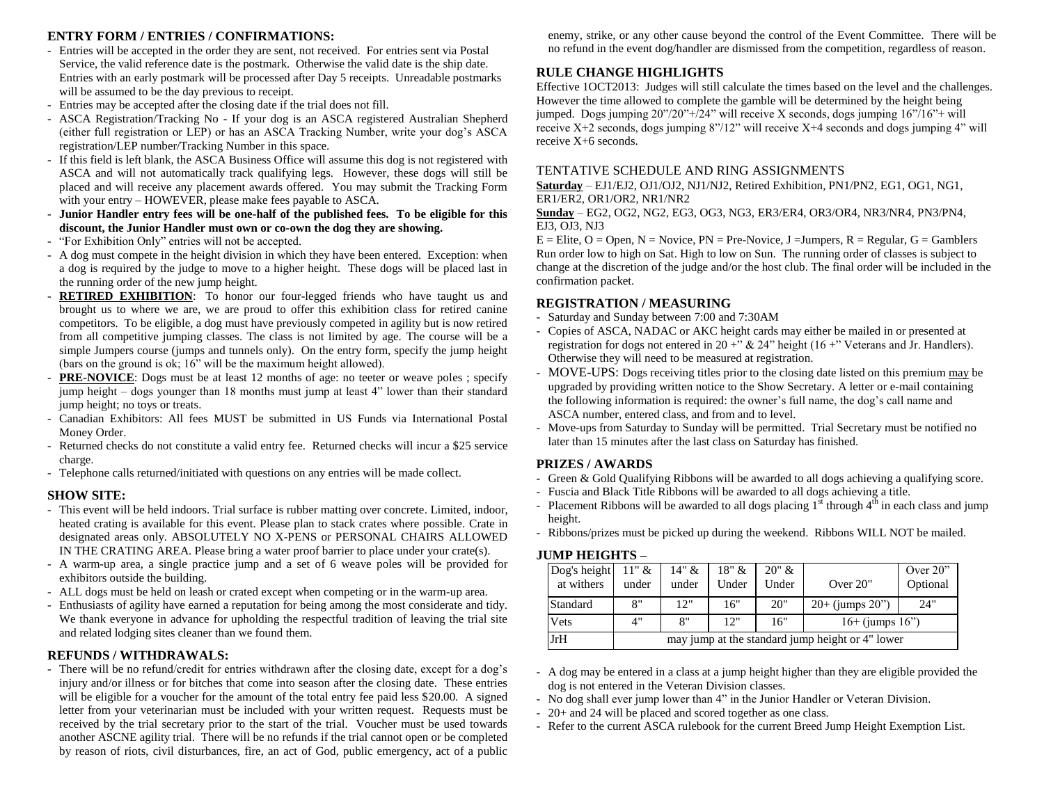### ENTRY FORM / ENTRIES / CONFIRMATIONS:

- Entries will be accepted in the order they are sent, not received. For entries sent via Postal Service, the valid reference date is the postmark. Otherwise the valid date is the ship date. Entries with an early postmark will be processed after Day 5 receipts. Unreadable postmarks will be assumed to be the day previous to receipt.
- Entries may be accepted after the closing date if the trial does not fill.
- ASCA Registration/Tracking No - If your dog is an ASCA registered Australian Shepherd (either full registration or LEP) or has an ASCA Tracking Number, write your dog's ASCA registration/LEP number/Tracking Number in this space.
- If this field is left blank, the ASCA Business Office will assume this dog is not registered with ASCA and will not automatically track qualifying legs. However, these dogs will still be placed and will receive any placement awards offered. You may submit the Tracking Form with your entry – HOWEVER, please make fees payable to ASCA.
- **Junior Handler entry fees will be one-half of the published fees. To be eligible for this discount, the Junior Handler must own or co-own the dog they are showing.**
- "For Exhibition Only" entries will not be accepted.
- A dog must compete in the height division in which they have been entered. Exception: when a dog is required by the judge to move to a higher height. These dogs will be placed last in the running order of the new jump height.
- **RETIRED EXHIBITION**: To honor our four-legged friends who have taught us and brought us to where we are, we are proud to offer this exhibition class for retired canine competitors. To be eligible, a dog must have previously competed in agility but is now retired from all competitive jumping classes. The class is not limited by age. The course will be a simple Jumpers course (jumps and tunnels only). On the entry form, specify the jump height (bars on the ground is ok; 16" will be the maximum height allowed).
- **PRE-NOVICE**: Dogs must be at least 12 months of age: no teeter or weave poles ; specify jump height – dogs younger than 18 months must jump at least 4" lower than their standard jump height; no toys or treats.
- Canadian Exhibitors: All fees MUST be submitted in US Funds via International Postal Money Order.
- Returned checks do not constitute a valid entry fee. Returned checks will incur a $25 service charge.
- Telephone calls returned/initiated with questions on any entries will be made collect.

### SHOW SITE:

- This event will be held indoors. Trial surface is rubber matting over concrete. Limited, indoor, heated crating is available for this event. Please plan to stack crates where possible. Crate in designated areas only. ABSOLUTELY NO X-PENS or PERSONAL CHAIRS ALLOWED IN THE CRATING AREA. Please bring a water proof barrier to place under your crate(s).
- A warm-up area, a single practice jump and a set of 6 weave poles will be provided for exhibitors outside the building.
- ALL dogs must be held on leash or crated except when competing or in the warm-up area.
- Enthusiasts of agility have earned a reputation for being among the most considerate and tidy. We thank everyone in advance for upholding the respectful tradition of leaving the trial site and related lodging sites cleaner than we found them.

### REFUNDS / WITHDRAWALS:

- There will be no refund/credit for entries withdrawn after the closing date, except for a dog's injury and/or illness or for bitches that come into season after the closing date. These entries will be eligible for a voucher for the amount of the total entry fee paid less $20.00. A signed letter from your veterinarian must be included with your written request. Requests must be received by the trial secretary prior to the start of the trial. Voucher must be used towards another ASCNE agility trial. There will be no refunds if the trial cannot open or be completed by reason of riots, civil disturbances, fire, an act of God, public emergency, act of a public enemy, strike, or any other cause beyond the control of the Event Committee. There will be no refund in the event dog/handler are dismissed from the competition, regardless of reason.

### RULE CHANGE HIGHLIGHTS

Effective 1OCT2013: Judges will still calculate the times based on the level and the challenges. However the time allowed to complete the gamble will be determined by the height being jumped. Dogs jumping 20"/20"+/24" will receive X seconds, dogs jumping 16"/16"+ will receive X+2 seconds, dogs jumping 8"/12" will receive X+4 seconds and dogs jumping 4" will receive X+6 seconds.

### TENTATIVE SCHEDULE AND RING ASSIGNMENTS

**Saturday** – EJ1/EJ2, OJ1/OJ2, NJ1/NJ2, Retired Exhibition, PN1/PN2, EG1, OG1, NG1, ER1/ER2, OR1/OR2, NR1/NR2

**Sunday** – EG2, OG2, NG2, EG3, OG3, NG3, ER3/ER4, OR3/OR4, NR3/NR4, PN3/PN4, EJ3, OJ3, NJ3

E = Elite, O = Open, N = Novice, PN = Pre-Novice, J =Jumpers, R = Regular, G = Gamblers

Run order low to high on Sat. High to low on Sun. The running order of classes is subject to change at the discretion of the judge and/or the host club. The final order will be included in the confirmation packet.

### REGISTRATION / MEASURING

- Saturday and Sunday between 7:00 and 7:30AM
- Copies of ASCA, NADAC or AKC height cards may either be mailed in or presented at registration for dogs not entered in 20 +" & 24" height (16 +" Veterans and Jr. Handlers). Otherwise they will need to be measured at registration.
- MOVE-UPS: Dogs receiving titles prior to the closing date listed on this premium may be upgraded by providing written notice to the Show Secretary. A letter or e-mail containing the following information is required: the owner's full name, the dog's call name and ASCA number, entered class, and from and to level.
- Move-ups from Saturday to Sunday will be permitted. Trial Secretary must be notified no later than 15 minutes after the last class on Saturday has finished.

### PRIZES / AWARDS

- Green & Gold Qualifying Ribbons will be awarded to all dogs achieving a qualifying score.
- Fuscia and Black Title Ribbons will be awarded to all dogs achieving a title.
- Placement Ribbons will be awarded to all dogs placing 1st through 4th in each class and jump height.
- Ribbons/prizes must be picked up during the weekend. Ribbons WILL NOT be mailed.

### JUMP HEIGHTS –

| Dog's height at withers | 11" & under | 14" & under | 18" & Under | 20" & Under | Over 20" | Over 20" Optional |
|---|---|---|---|---|---|---|
| Standard | 8" | 12" | 16" | 20" | 20+ (jumps 20") | 24" |
| Vets | 4" | 8" | 12" | 16" | 16+ (jumps 16") | |
| JrH | may jump at the standard jump height or 4" lower | | | | | |

- A dog may be entered in a class at a jump height higher than they are eligible provided the dog is not entered in the Veteran Division classes.
- No dog shall ever jump lower than 4" in the Junior Handler or Veteran Division.
- 20+ and 24 will be placed and scored together as one class.
- Refer to the current ASCA rulebook for the current Breed Jump Height Exemption List.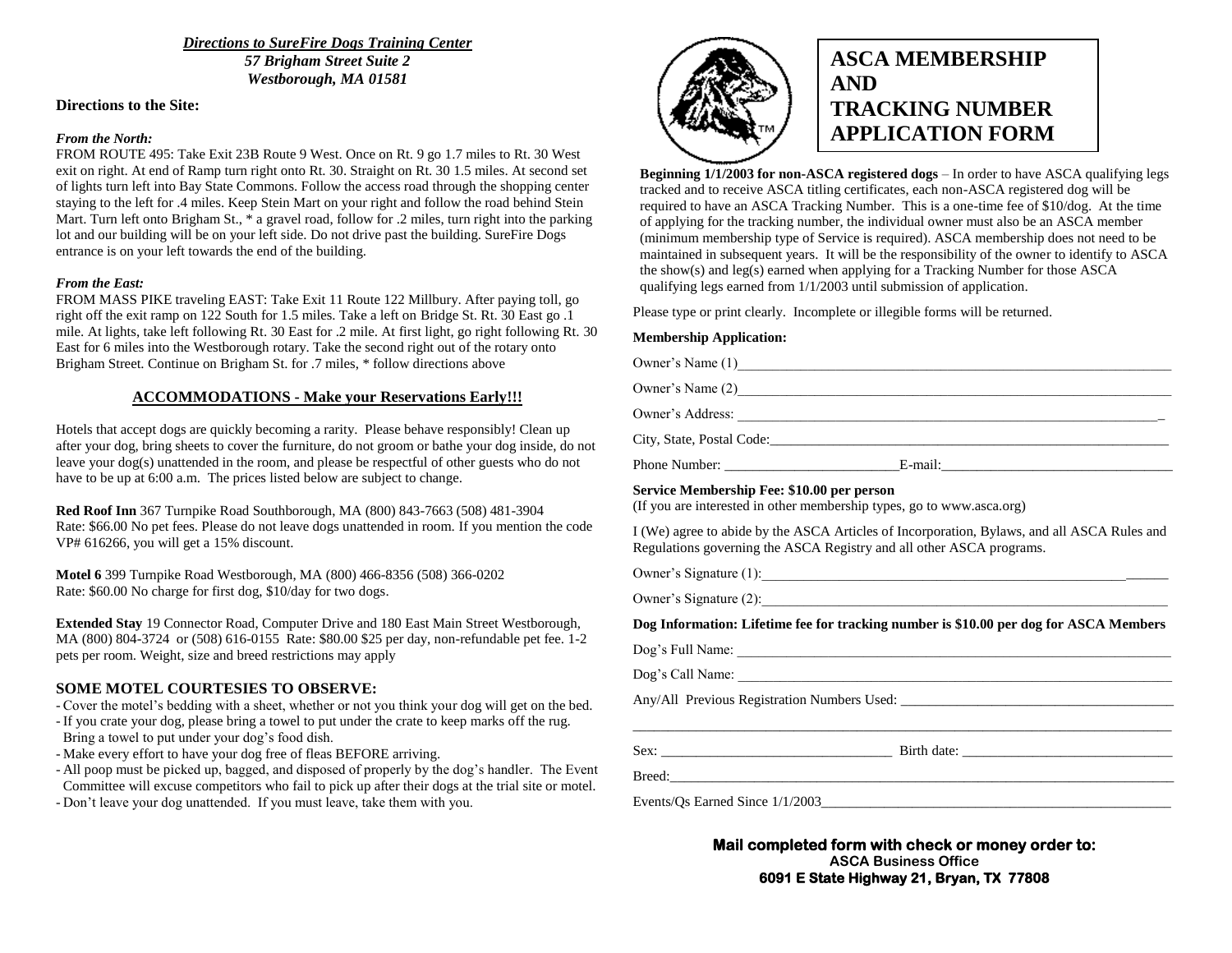***Directions to SureFire Dogs Training Center***
***57 Brigham Street Suite 2***
***Westborough, MA 01581***

**Directions to the Site:**

***From the North:***

FROM ROUTE 495: Take Exit 23B Route 9 West. Once on Rt. 9 go 1.7 miles to Rt. 30 West exit on right. At end of Ramp turn right onto Rt. 30. Straight on Rt. 30 1.5 miles. At second set of lights turn left into Bay State Commons. Follow the access road through the shopping center staying to the left for .4 miles. Keep Stein Mart on your right and follow the road behind Stein Mart. Turn left onto Brigham St., * a gravel road, follow for .2 miles, turn right into the parking lot and our building will be on your left side. Do not drive past the building. SureFire Dogs entrance is on your left towards the end of the building.

***From the East:***

FROM MASS PIKE traveling EAST: Take Exit 11 Route 122 Millbury. After paying toll, go right off the exit ramp on 122 South for 1.5 miles. Take a left on Bridge St. Rt. 30 East go .1 mile. At lights, take left following Rt. 30 East for .2 mile. At first light, go right following Rt. 30 East for 6 miles into the Westborough rotary. Take the second right out of the rotary onto Brigham Street. Continue on Brigham St. for .7 miles, * follow directions above

**ACCOMMODATIONS - Make your Reservations Early!!!**

Hotels that accept dogs are quickly becoming a rarity. Please behave responsibly! Clean up after your dog, bring sheets to cover the furniture, do not groom or bathe your dog inside, do not leave your dog(s) unattended in the room, and please be respectful of other guests who do not have to be up at 6:00 a.m. The prices listed below are subject to change.

**Red Roof Inn** 367 Turnpike Road Southborough, MA (800) 843-7663 (508) 481-3904
Rate: $66.00 No pet fees. Please do not leave dogs unattended in room. If you mention the code VP# 616266, you will get a 15% discount.

**Motel 6** 399 Turnpike Road Westborough, MA (800) 466-8356 (508) 366-0202
Rate: $60.00 No charge for first dog, $10/day for two dogs.

**Extended Stay** 19 Connector Road, Computer Drive and 180 East Main Street Westborough, MA (800) 804-3724 or (508) 616-0155 Rate: $80.00 $25 per day, non-refundable pet fee. 1-2 pets per room. Weight, size and breed restrictions may apply

**SOME MOTEL COURTESIES TO OBSERVE:**

- Cover the motel's bedding with a sheet, whether or not you think your dog will get on the bed.
- If you crate your dog, please bring a towel to put under the crate to keep marks off the rug. Bring a towel to put under your dog's food dish.
- Make every effort to have your dog free of fleas BEFORE arriving.
- All poop must be picked up, bagged, and disposed of properly by the dog's handler. The Event Committee will excuse competitors who fail to pick up after their dogs at the trial site or motel.
- Don't leave your dog unattended. If you must leave, take them with you.

# ASCA MEMBERSHIP AND TRACKING NUMBER APPLICATION FORM

**Beginning 1/1/2003 for non-ASCA registered dogs** – In order to have ASCA qualifying legs tracked and to receive ASCA titling certificates, each non-ASCA registered dog will be required to have an ASCA Tracking Number. This is a one-time fee of $10/dog. At the time of applying for the tracking number, the individual owner must also be an ASCA member (minimum membership type of Service is required). ASCA membership does not need to be maintained in subsequent years. It will be the responsibility of the owner to identify to ASCA the show(s) and leg(s) earned when applying for a Tracking Number for those ASCA qualifying legs earned from 1/1/2003 until submission of application.

Please type or print clearly. Incomplete or illegible forms will be returned.

**Membership Application:**

Owner's Name (1)________________________________________________

Owner's Name (2)________________________________________________

Owner's Address: ________________________________________________

City, State, Postal Code:___________________________________________

Phone Number: ____________________E-mail:__________________________

**Service Membership Fee: $10.00 per person**
(If you are interested in other membership types, go to www.asca.org)

I (We) agree to abide by the ASCA Articles of Incorporation, Bylaws, and all ASCA Rules and Regulations governing the ASCA Registry and all other ASCA programs.

Owner's Signature (1):_____________________________________________

Owner's Signature (2):_____________________________________________

**Dog Information: Lifetime fee for tracking number is $10.00 per dog for ASCA Members**

Dog's Full Name: ________________________________________________

Dog's Call Name: ________________________________________________

Any/All Previous Registration Numbers Used: ____________________________

________________________________________________________________

Sex: _________________________ Birth date: _________________________

Breed:__________________________________________________________

Events/Qs Earned Since 1/1/2003____________________________________

**Mail completed form with check or money order to:**
**ASCA Business Office**
**6091 E State Highway 21, Bryan, TX 77808**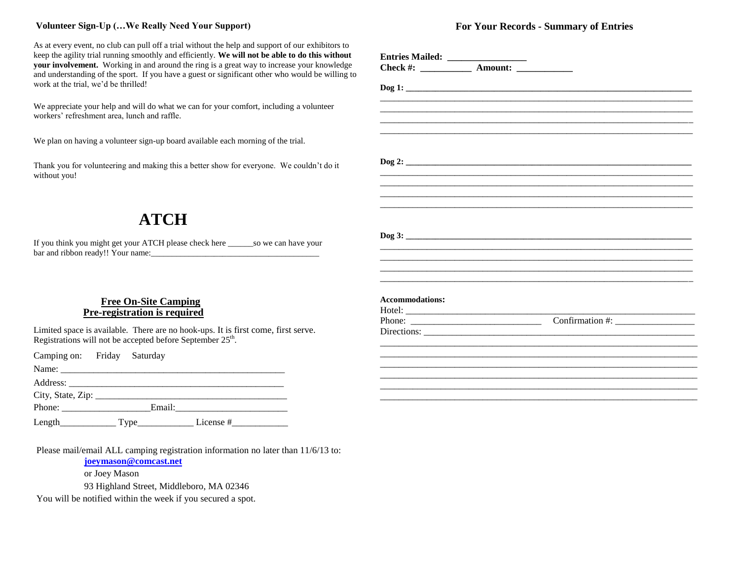### Volunteer Sign-Up (…We Really Need Your Support)

As at every event, no club can pull off a trial without the help and support of our exhibitors to keep the agility trial running smoothly and efficiently. **We will not be able to do this without your involvement.** Working in and around the ring is a great way to increase your knowledge and understanding of the sport. If you have a guest or significant other who would be willing to work at the trial, we'd be thrilled!

We appreciate your help and will do what we can for your comfort, including a volunteer workers' refreshment area, lunch and raffle.

We plan on having a volunteer sign-up board available each morning of the trial.

Thank you for volunteering and making this a better show for everyone. We couldn't do it without you!

# ATCH

If you think you might get your ATCH please check here ______so we can have your bar and ribbon ready!! Your name:________________________________________

## Free On-Site Camping
## Pre-registration is required

Limited space is available. There are no hook-ups. It is first come, first serve. Registrations will not be accepted before September 25th.

Camping on: Friday Saturday

Name: ________________________________________________

Address: ______________________________________________

City, State, Zip: _________________________________________

Phone: __________________Email:________________________

Length____________ Type____________ License #____________

Please mail/email ALL camping registration information no later than 11/6/13 to:

[joeymason@comcast.net](mailto:joeymason@comcast.net)

or Joey Mason

93 Highland Street, Middleboro, MA 02346

You will be notified within the week if you secured a spot.

## For Your Records - Summary of Entries

**Entries Mailed: ________________**

**Check #: __________ Amount: ___________**

**Dog 1: _____________________________________________________________**

_____________________________________________________________________

_____________________________________________________________________

_____________________________________________________________________

_____________________________________________________________________

**Dog 2: _____________________________________________________________**

_____________________________________________________________________

_____________________________________________________________________

_____________________________________________________________________

_____________________________________________________________________

**Dog 3: _____________________________________________________________**

_____________________________________________________________________

_____________________________________________________________________

_____________________________________________________________________

_____________________________________________________________________

**Accommodations:**

Hotel: _______________________________________________________________

Phone: ___________________________ Confirmation #: ________________

Directions: ___________________________________________________________

_____________________________________________________________________

_____________________________________________________________________

_____________________________________________________________________

_____________________________________________________________________

_____________________________________________________________________

_____________________________________________________________________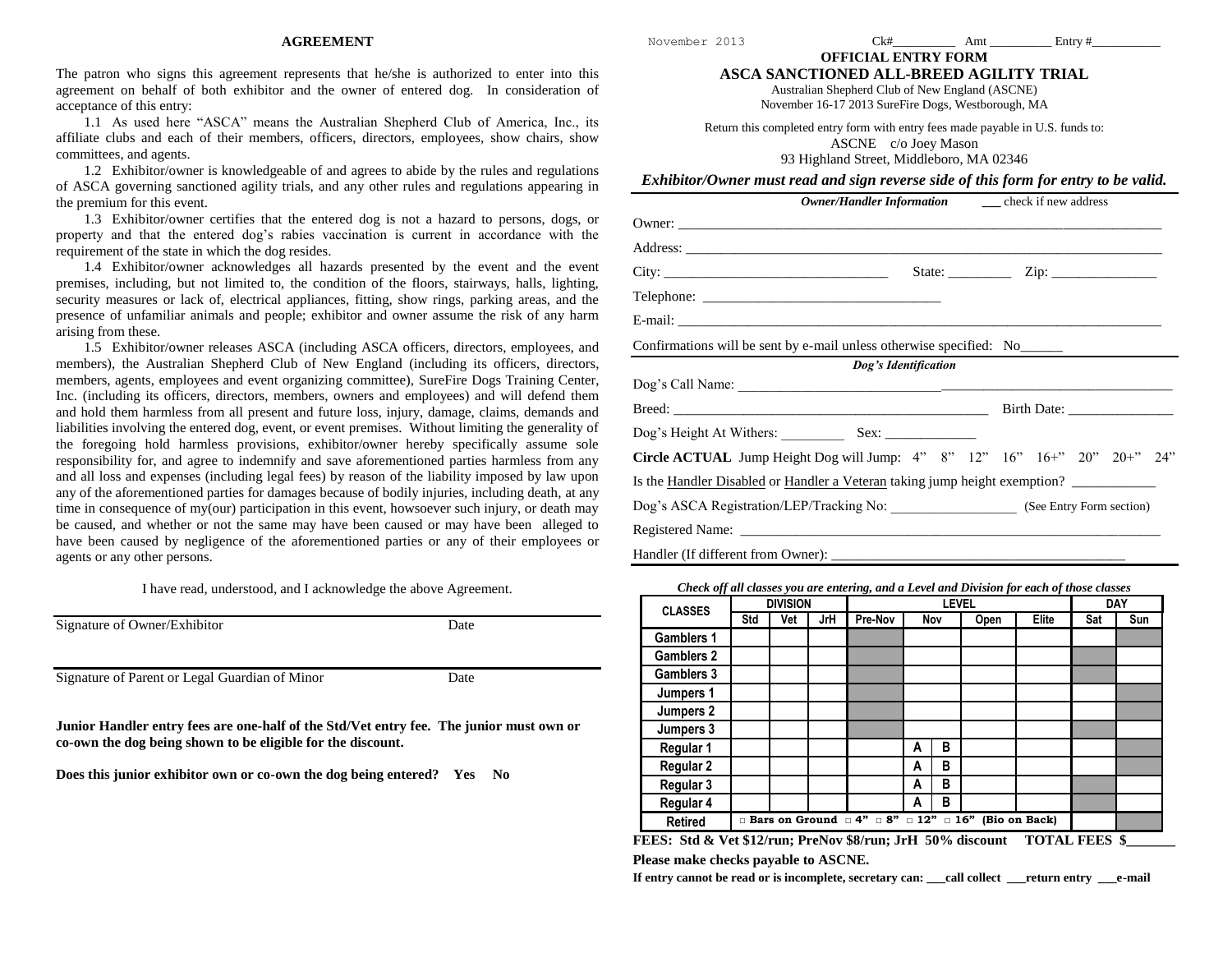## AGREEMENT

The patron who signs this agreement represents that he/she is authorized to enter into this agreement on behalf of both exhibitor and the owner of entered dog. In consideration of acceptance of this entry:

1.1 As used here "ASCA" means the Australian Shepherd Club of America, Inc., its affiliate clubs and each of their members, officers, directors, employees, show chairs, show committees, and agents.

1.2 Exhibitor/owner is knowledgeable of and agrees to abide by the rules and regulations of ASCA governing sanctioned agility trials, and any other rules and regulations appearing in the premium for this event.

1.3 Exhibitor/owner certifies that the entered dog is not a hazard to persons, dogs, or property and that the entered dog's rabies vaccination is current in accordance with the requirement of the state in which the dog resides.

1.4 Exhibitor/owner acknowledges all hazards presented by the event and the event premises, including, but not limited to, the condition of the floors, stairways, halls, lighting, security measures or lack of, electrical appliances, fitting, show rings, parking areas, and the presence of unfamiliar animals and people; exhibitor and owner assume the risk of any harm arising from these.

1.5 Exhibitor/owner releases ASCA (including ASCA officers, directors, employees, and members), the Australian Shepherd Club of New England (including its officers, directors, members, agents, employees and event organizing committee), SureFire Dogs Training Center, Inc. (including its officers, directors, members, owners and employees) and will defend them and hold them harmless from all present and future loss, injury, damage, claims, demands and liabilities involving the entered dog, event, or event premises. Without limiting the generality of the foregoing hold harmless provisions, exhibitor/owner hereby specifically assume sole responsibility for, and agree to indemnify and save aforementioned parties harmless from any and all loss and expenses (including legal fees) by reason of the liability imposed by law upon any of the aforementioned parties for damages because of bodily injuries, including death, at any time in consequence of my(our) participation in this event, howsoever such injury, or death may be caused, and whether or not the same may have been caused or may have been alleged to have been caused by negligence of the aforementioned parties or any of their employees or agents or any other persons.

I have read, understood, and I acknowledge the above Agreement.

Signature of Owner/Exhibitor                    Date

Signature of Parent or Legal Guardian of Minor                    Date

**Junior Handler entry fees are one-half of the Std/Vet entry fee. The junior must own or co-own the dog being shown to be eligible for the discount.**

**Does this junior exhibitor own or co-own the dog being entered? Yes No**

November 2013    Ck#__________ Amt __________ Entry #___________

**OFFICIAL ENTRY FORM**

**ASCA SANCTIONED ALL-BREED AGILITY TRIAL**

Australian Shepherd Club of New England (ASCNE)
November 16-17 2013 SureFire Dogs, Westborough, MA

Return this completed entry form with entry fees made payable in U.S. funds to:
ASCNE c/o Joey Mason
93 Highland Street, Middleboro, MA 02346

***Exhibitor/Owner must read and sign reverse side of this form for entry to be valid.***

***Owner/Handler Information*** ___ check if new address

Owner: ______________________________

Address: ______________________________

City: ______________________ State: _________ Zip: _______________

Telephone: ______________________________

E-mail: ______________________________

Confirmations will be sent by e-mail unless otherwise specified: No______

***Dog's Identification***

Dog's Call Name: ______________________________

Breed: ______________________________ Birth Date: _______________

Dog's Height At Withers: _________ Sex: _____________

**Circle ACTUAL** Jump Height Dog will Jump: 4" 8" 12" 16" 16+" 20" 20+" 24"

Is the Handler Disabled or Handler a Veteran taking jump height exemption? ___________

Dog's ASCA Registration/LEP/Tracking No: _________________ (See Entry Form section)

Registered Name: ______________________________

Handler (If different from Owner): ______________________________

***Check off all classes you are entering, and a Level and Division for each of those classes***

| CLASSES | DIVISION | | | LEVEL | | | | | DAY | |
|---|---|---|---|---|---|---|---|---|---|---|
| | Std | Vet | JrH | Pre-Nov | Nov | | Open | Elite | Sat | Sun |
| Gamblers 1 | | | | | | | | | | |
| Gamblers 2 | | | | | | | | | | |
| Gamblers 3 | | | | | | | | | | |
| Jumpers 1 | | | | | | | | | | |
| Jumpers 2 | | | | | | | | | | |
| Jumpers 3 | | | | | | | | | | |
| Regular 1 | | | | | A | B | | | | |
| Regular 2 | | | | | A | B | | | | |
| Regular 3 | | | | | A | B | | | | |
| Regular 4 | | | | | A | B | | | | |
| Retired | □ Bars on Ground □ 4" □ 8" □ 12" □ 16" (Bio on Back) | | | | | | | | | |

**FEES: Std & Vet $12/run; PreNov $8/run; JrH 50% discount    TOTAL FEES $_______**

**Please make checks payable to ASCNE.**

**If entry cannot be read or is incomplete, secretary can: ___call collect ___return entry ___e-mail**